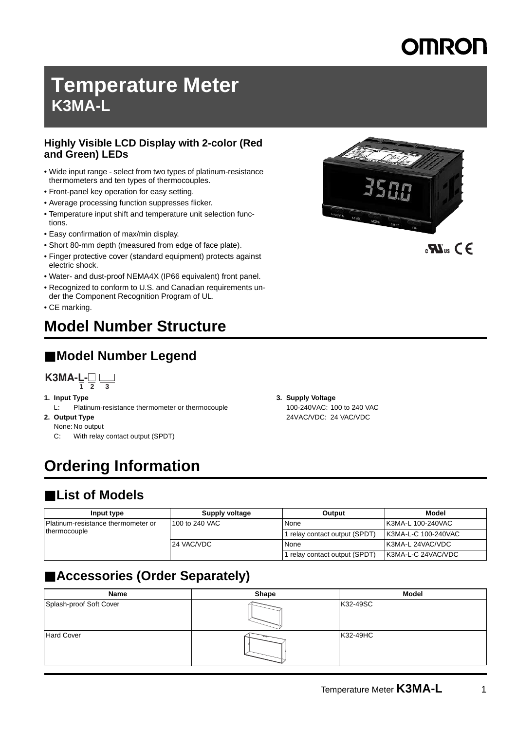# Temperature Meter
## K3MA-L

### Highly Visible LCD Display with 2-color (Red and Green) LEDs

- Wide input range - select from two types of platinum-resistance thermometers and ten types of thermocouples.
- Front-panel key operation for easy setting.
- Average processing function suppresses flicker.
- Temperature input shift and temperature unit selection functions.
- Easy confirmation of max/min display.
- Short 80-mm depth (measured from edge of face plate).
- Finger protective cover (standard equipment) protects against electric shock.
- Water- and dust-proof NEMA4X (IP66 equivalent) front panel.
- Recognized to conform to U.S. and Canadian requirements under the Component Recognition Program of UL.
- CE marking.

# Model Number Structure

## ■Model Number Legend

**K3MA-L-□ ▭**
(1 2 3)

**1. Input Type**
L: Platinum-resistance thermometer or thermocouple

**2. Output Type**
None: No output
C: With relay contact output (SPDT)

**3. Supply Voltage**
100-240VAC: 100 to 240 VAC
24VAC/VDC: 24 VAC/VDC

# Ordering Information

## ■List of Models

| Input type | Supply voltage | Output | Model |
|---|---|---|---|
| Platinum-resistance thermometer or thermocouple | 100 to 240 VAC | None | K3MA-L 100-240VAC |
| | | 1 relay contact output (SPDT) | K3MA-L-C 100-240VAC |
| | 24 VAC/VDC | None | K3MA-L 24VAC/VDC |
| | | 1 relay contact output (SPDT) | K3MA-L-C 24VAC/VDC |

## ■Accessories (Order Separately)

| Name | Shape | Model |
|---|---|---|
| Splash-proof Soft Cover | | K32-49SC |
| Hard Cover | | K32-49HC |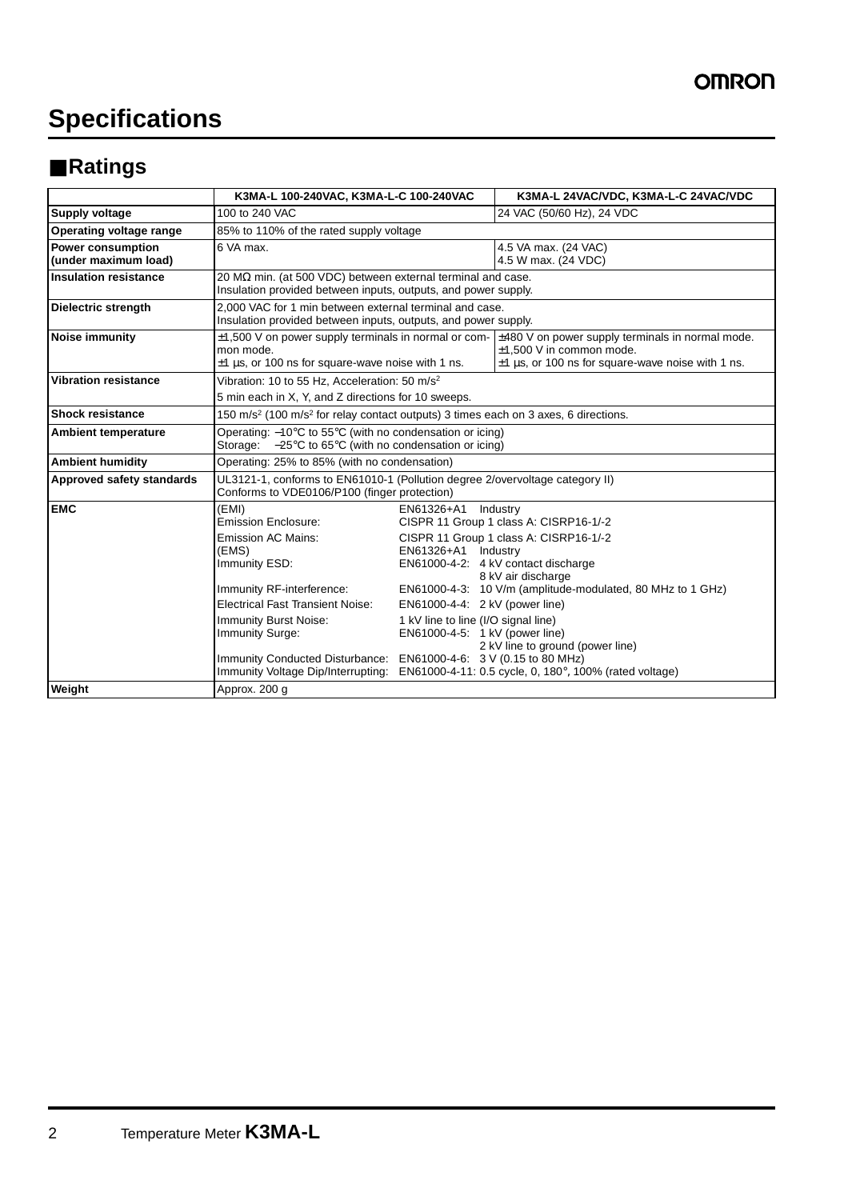# Specifications

## ■Ratings

| | K3MA-L 100-240VAC, K3MA-L-C 100-240VAC | K3MA-L 24VAC/VDC, K3MA-L-C 24VAC/VDC |
|---|---|---|
| **Supply voltage** | 100 to 240 VAC | 24 VAC (50/60 Hz), 24 VDC |
| **Operating voltage range** | 85% to 110% of the rated supply voltage | |
| **Power consumption (under maximum load)** | 6 VA max. | 4.5 VA max. (24 VAC)<br>4.5 W max. (24 VDC) |
| **Insulation resistance** | 20 MΩ min. (at 500 VDC) between external terminal and case.<br>Insulation provided between inputs, outputs, and power supply. | |
| **Dielectric strength** | 2,000 VAC for 1 min between external terminal and case.<br>Insulation provided between inputs, outputs, and power supply. | |
| **Noise immunity** | ±1,500 V on power supply terminals in normal or common mode.<br>±1 µs, or 100 ns for square-wave noise with 1 ns. | ±480 V on power supply terminals in normal mode.<br>±1,500 V in common mode.<br>±1 µs, or 100 ns for square-wave noise with 1 ns. |
| **Vibration resistance** | Vibration: 10 to 55 Hz, Acceleration: 50 m/s²<br>5 min each in X, Y, and Z directions for 10 sweeps. | |
| **Shock resistance** | 150 m/s² (100 m/s² for relay contact outputs) 3 times each on 3 axes, 6 directions. | |
| **Ambient temperature** | Operating: −10°C to 55°C (with no condensation or icing)<br>Storage: −25°C to 65°C (with no condensation or icing) | |
| **Ambient humidity** | Operating: 25% to 85% (with no condensation) | |
| **Approved safety standards** | UL3121-1, conforms to EN61010-1 (Pollution degree 2/overvoltage category II)<br>Conforms to VDE0106/P100 (finger protection) | |
| **EMC** | (EMI) EN61326+A1 Industry<br>Emission Enclosure: CISPR 11 Group 1 class A: CISRP16-1/-2<br>Emission AC Mains: CISPR 11 Group 1 class A: CISRP16-1/-2<br>(EMS) EN61326+A1 Industry<br>Immunity ESD: EN61000-4-2: 4 kV contact discharge, 8 kV air discharge<br>Immunity RF-interference: EN61000-4-3: 10 V/m (amplitude-modulated, 80 MHz to 1 GHz)<br>Electrical Fast Transient Noise: EN61000-4-4: 2 kV (power line)<br>Immunity Burst Noise: 1 kV line to line (I/O signal line)<br>Immunity Surge: EN61000-4-5: 1 kV (power line), 2 kV line to ground (power line)<br>Immunity Conducted Disturbance: EN61000-4-6: 3 V (0.15 to 80 MHz)<br>Immunity Voltage Dip/Interrupting: EN61000-4-11: 0.5 cycle, 0, 180°, 100% (rated voltage) | |
| **Weight** | Approx. 200 g | |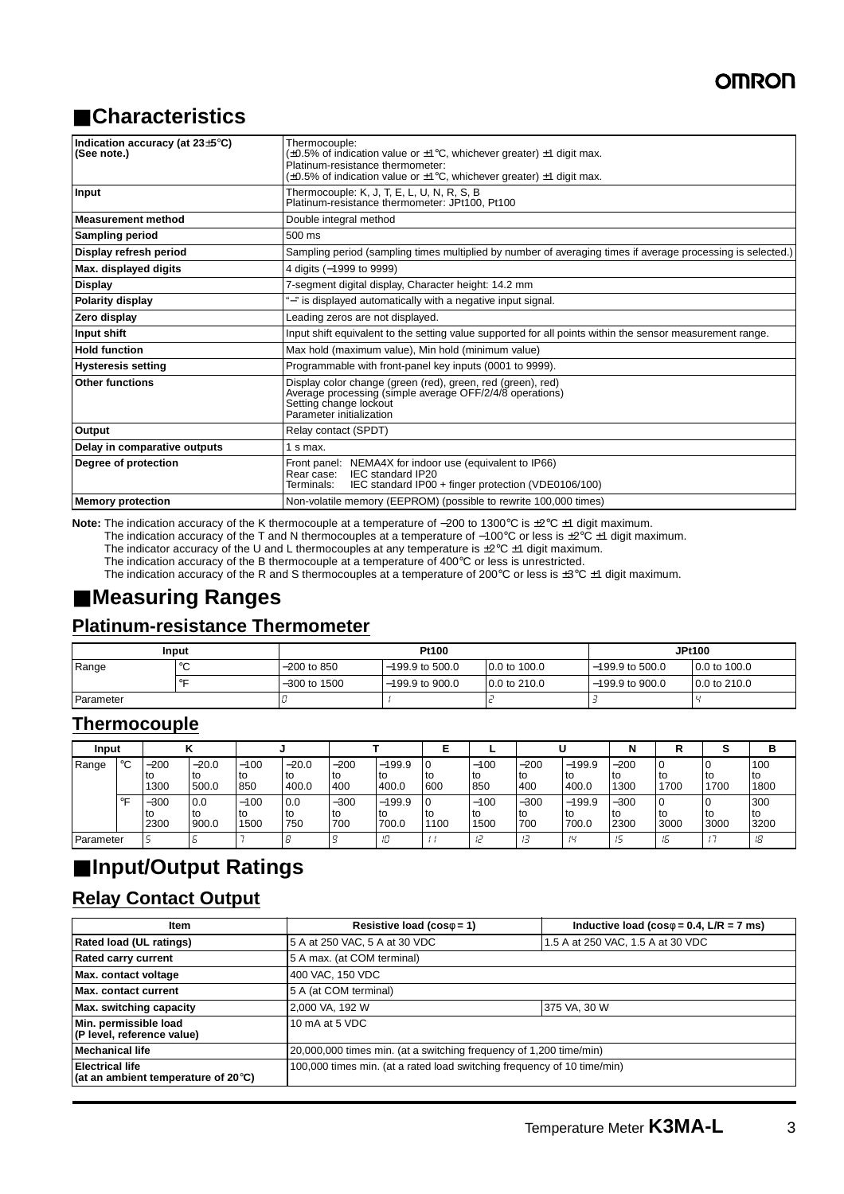## Characteristics

| | |
|---|---|
| **Indication accuracy (at 23±5°C) (See note.)** | Thermocouple: (±0.5% of indication value or ±1°C, whichever greater) ±1 digit max. Platinum-resistance thermometer: (±0.5% of indication value or ±1°C, whichever greater) ±1 digit max. |
| **Input** | Thermocouple: K, J, T, E, L, U, N, R, S, B Platinum-resistance thermometer: JPt100, Pt100 |
| **Measurement method** | Double integral method |
| **Sampling period** | 500 ms |
| **Display refresh period** | Sampling period (sampling times multiplied by number of averaging times if average processing is selected.) |
| **Max. displayed digits** | 4 digits (−1999 to 9999) |
| **Display** | 7-segment digital display, Character height: 14.2 mm |
| **Polarity display** | "−" is displayed automatically with a negative input signal. |
| **Zero display** | Leading zeros are not displayed. |
| **Input shift** | Input shift equivalent to the setting value supported for all points within the sensor measurement range. |
| **Hold function** | Max hold (maximum value), Min hold (minimum value) |
| **Hysteresis setting** | Programmable with front-panel key inputs (0001 to 9999). |
| **Other functions** | Display color change (green (red), green, red (green), red) Average processing (simple average OFF/2/4/8 operations) Setting change lockout Parameter initialization |
| **Output** | Relay contact (SPDT) |
| **Delay in comparative outputs** | 1 s max. |
| **Degree of protection** | Front panel: NEMA4X for indoor use (equivalent to IP66) Rear case: IEC standard IP20 Terminals: IEC standard IP00 + finger protection (VDE0106/100) |
| **Memory protection** | Non-volatile memory (EEPROM) (possible to rewrite 100,000 times) |

**Note:** The indication accuracy of the K thermocouple at a temperature of −200 to 1300°C is ±2°C ±1 digit maximum.
The indication accuracy of the T and N thermocouples at a temperature of −100°C or less is ±2°C ±1 digit maximum.
The indicator accuracy of the U and L thermocouples at any temperature is ±2°C ±1 digit maximum.
The indication accuracy of the B thermocouple at a temperature of 400°C or less is unrestricted.
The indication accuracy of the R and S thermocouples at a temperature of 200°C or less is ±3°C ±1 digit maximum.

## Measuring Ranges

### Platinum-resistance Thermometer

| Input | | Pt100 | | | JPt100 | |
|---|---|---|---|---|---|---|
| Range | °C | −200 to 850 | −199.9 to 500.0 | 0.0 to 100.0 | −199.9 to 500.0 | 0.0 to 100.0 |
| | °F | −300 to 1500 | −199.9 to 900.0 | 0.0 to 210.0 | −199.9 to 900.0 | 0.0 to 210.0 |
| Parameter | | 0 | 1 | 2 | 3 | 4 |

### Thermocouple

| Input | | K | | J | | T | | E | L | U | | N | R | S | B |
|---|---|---|---|---|---|---|---|---|---|---|---|---|---|---|---|
| Range | °C | −200 to 1300 | −20.0 to 500.0 | −100 to 850 | −20.0 to 400.0 | −200 to 400 | −199.9 to 400.0 | 0 to 600 | −100 to 850 | −200 to 400 | −199.9 to 400.0 | −200 to 1300 | 0 to 1700 | 0 to 1700 | 100 to 1800 |
| | °F | −300 to 2300 | 0.0 to 900.0 | −100 to 1500 | 0.0 to 750 | −300 to 700 | −199.9 to 700.0 | 0 to 1100 | −100 to 1500 | −300 to 700 | −199.9 to 700.0 | −300 to 2300 | 0 to 3000 | 0 to 3000 | 300 to 3200 |
| Parameter | | 5 | 6 | 7 | 8 | 9 | 10 | 11 | 12 | 13 | 14 | 15 | 16 | 17 | 18 |

## Input/Output Ratings

### Relay Contact Output

| Item | Resistive load (cosφ = 1) | Inductive load (cosφ = 0.4, L/R = 7 ms) |
|---|---|---|
| **Rated load (UL ratings)** | 5 A at 250 VAC, 5 A at 30 VDC | 1.5 A at 250 VAC, 1.5 A at 30 VDC |
| **Rated carry current** | 5 A max. (at COM terminal) | |
| **Max. contact voltage** | 400 VAC, 150 VDC | |
| **Max. contact current** | 5 A (at COM terminal) | |
| **Max. switching capacity** | 2,000 VA, 192 W | 375 VA, 30 W |
| **Min. permissible load (P level, reference value)** | 10 mA at 5 VDC | |
| **Mechanical life** | 20,000,000 times min. (at a switching frequency of 1,200 time/min) | |
| **Electrical life (at an ambient temperature of 20°C)** | 100,000 times min. (at a rated load switching frequency of 10 time/min) | |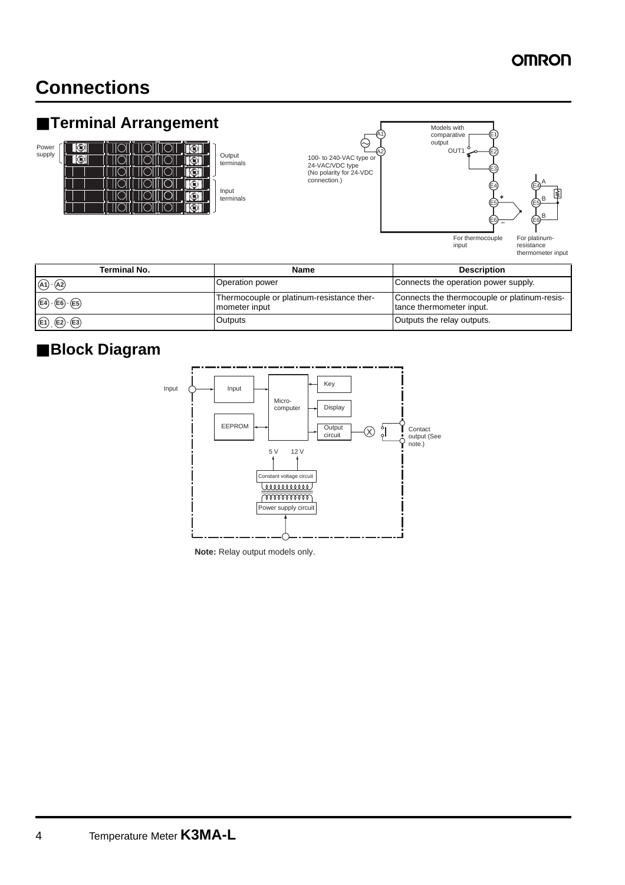# Connections

## ■Terminal Arrangement

Power supply

Output terminals

Input terminals

100- to 240-VAC type or 24-VAC/VDC type (No polarity for 24-VDC connection.)

Models with comparative output

OUT1

For thermocouple input

For platinum-resistance thermometer input

| Terminal No. | Name | Description |
|---|---|---|
| A1 - A2 | Operation power | Connects the operation power supply. |
| E4 - E6 - E5 | Thermocouple or platinum-resistance thermometer input | Connects the thermocouple or platinum-resistance thermometer input. |
| E1 , E2 - E3 | Outputs | Outputs the relay outputs. |

## ■Block Diagram

Input

Input

Micro-computer

Key

Display

EEPROM

Output circuit

Contact output (See note.)

5 V 12 V

Constant voltage circuit

Power supply circuit

**Note:** Relay output models only.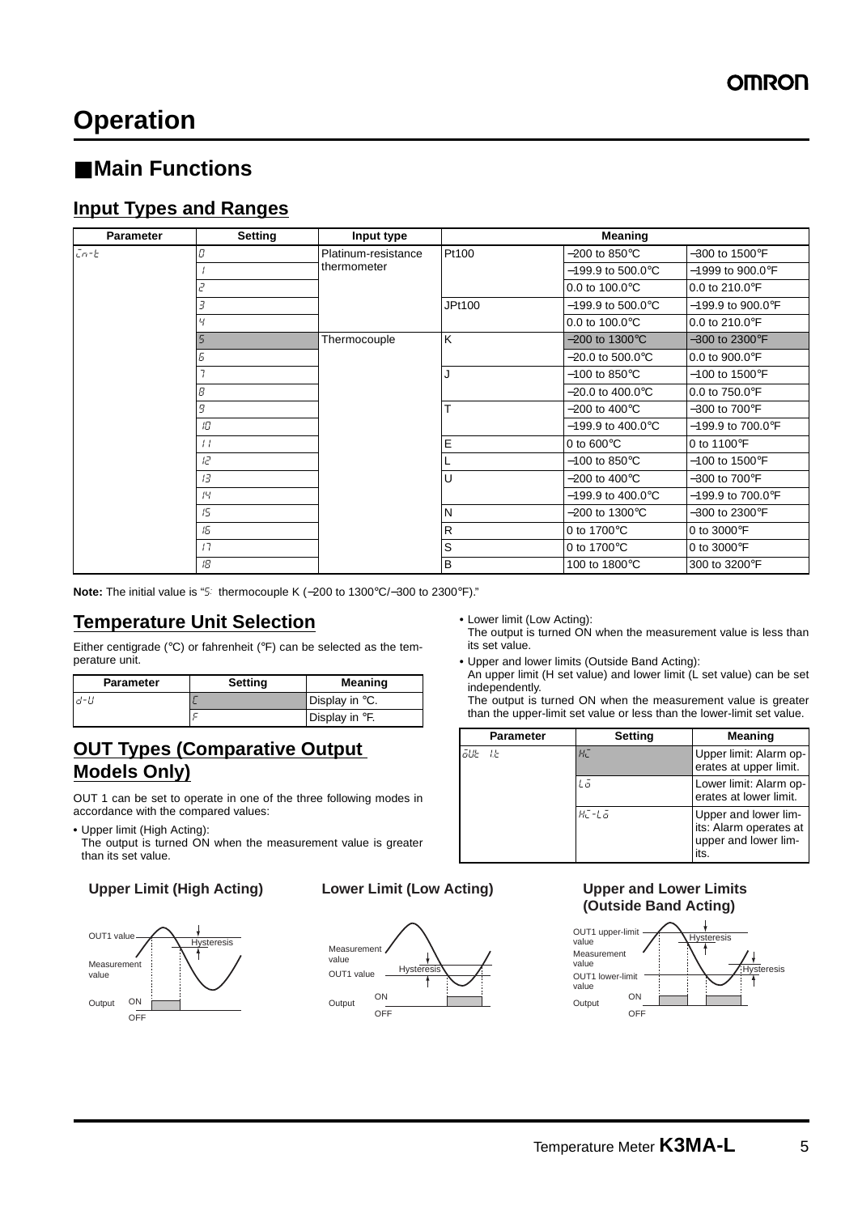# Operation

## ■Main Functions

### Input Types and Ranges

| Parameter | Setting | Input type | Meaning | | |
|---|---|---|---|---|---|
| in-t | 0 | Platinum-resistance thermometer | Pt100 | –200 to 850°C | –300 to 1500°F |
| | 1 | | | –199.9 to 500.0°C | –1999 to 900.0°F |
| | 2 | | | 0.0 to 100.0°C | 0.0 to 210.0°F |
| | 3 | | JPt100 | –199.9 to 500.0°C | –199.9 to 900.0°F |
| | 4 | | | 0.0 to 100.0°C | 0.0 to 210.0°F |
| | 5 | Thermocouple | K | –200 to 1300°C | –300 to 2300°F |
| | 6 | | | –20.0 to 500.0°C | 0.0 to 900.0°F |
| | 7 | | J | –100 to 850°C | –100 to 1500°F |
| | 8 | | | –20.0 to 400.0°C | 0.0 to 750.0°F |
| | 9 | | T | –200 to 400°C | –300 to 700°F |
| | 10 | | | –199.9 to 400.0°C | –199.9 to 700.0°F |
| | 11 | | E | 0 to 600°C | 0 to 1100°F |
| | 12 | | L | –100 to 850°C | –100 to 1500°F |
| | 13 | | U | –200 to 400°C | –300 to 700°F |
| | 14 | | | –199.9 to 400.0°C | –199.9 to 700.0°F |
| | 15 | | N | –200 to 1300°C | –300 to 2300°F |
| | 16 | | R | 0 to 1700°C | 0 to 3000°F |
| | 17 | | S | 0 to 1700°C | 0 to 3000°F |
| | 18 | | B | 100 to 1800°C | 300 to 3200°F |

**Note:** The initial value is "5: thermocouple K (–200 to 1300°C/–300 to 2300°F)."

### Temperature Unit Selection

Either centigrade (°C) or fahrenheit (°F) can be selected as the temperature unit.

| Parameter | Setting | Meaning |
|---|---|---|
| d-U | C | Display in °C. |
| | F | Display in °F. |

### OUT Types (Comparative Output Models Only)

OUT 1 can be set to operate in one of the three following modes in accordance with the compared values:

- Upper limit (High Acting):
  The output is turned ON when the measurement value is greater than its set value.
- Lower limit (Low Acting):
  The output is turned ON when the measurement value is less than its set value.
- Upper and lower limits (Outside Band Acting):
  An upper limit (H set value) and lower limit (L set value) can be set independently.
  The output is turned ON when the measurement value is greater than the upper-limit set value or less than the lower-limit set value.

| Parameter | Setting | Meaning |
|---|---|---|
| oUt 1t | HI | Upper limit: Alarm operates at upper limit. |
| | Lo | Lower limit: Alarm operates at lower limit. |
| | HI-Lo | Upper and lower limits: Alarm operates at upper and lower limits. |

**Upper Limit (High Acting)**

OUT1 value, Hysteresis, Measurement value, Output ON OFF

**Lower Limit (Low Acting)**

Measurement value, OUT1 value, Hysteresis, Output ON OFF

**Upper and Lower Limits (Outside Band Acting)**

OUT1 upper-limit value, Hysteresis, Measurement value, Hysteresis, OUT1 lower-limit value, Output ON OFF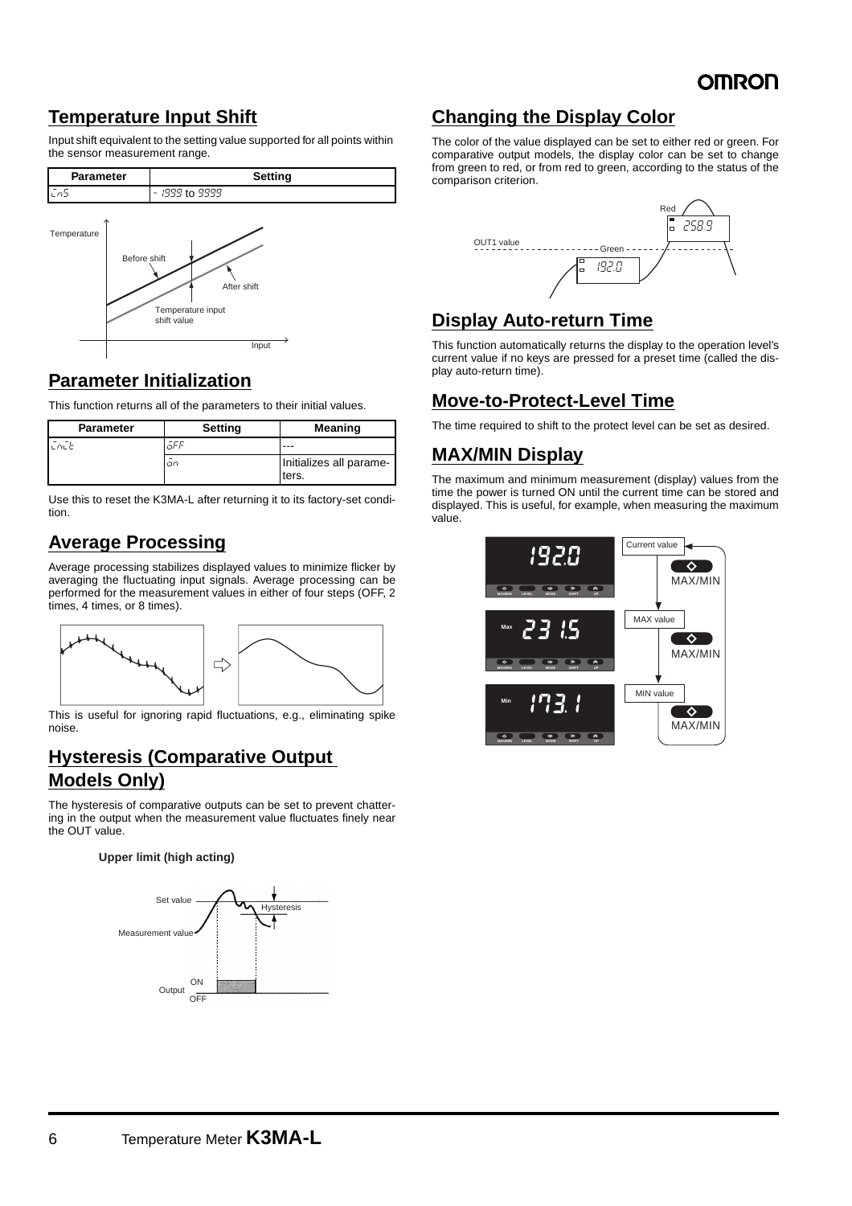## Temperature Input Shift

Input shift equivalent to the setting value supported for all points within the sensor measurement range.

| Parameter | Setting |
|---|---|
| cnS | -1999 to 9999 |

## Parameter Initialization

This function returns all of the parameters to their initial values.

| Parameter | Setting | Meaning |
|---|---|---|
| cnit | oFF | --- |
| | on | Initializes all parameters. |

Use this to reset the K3MA-L after returning it to its factory-set condition.

## Average Processing

Average processing stabilizes displayed values to minimize flicker by averaging the fluctuating input signals. Average processing can be performed for the measurement values in either of four steps (OFF, 2 times, 4 times, or 8 times).

This is useful for ignoring rapid fluctuations, e.g., eliminating spike noise.

## Hysteresis (Comparative Output Models Only)

The hysteresis of comparative outputs can be set to prevent chattering in the output when the measurement value fluctuates finely near the OUT value.

**Upper limit (high acting)**

## Changing the Display Color

The color of the value displayed can be set to either red or green. For comparative output models, the display color can be set to change from green to red, or from red to green, according to the status of the comparison criterion.

## Display Auto-return Time

This function automatically returns the display to the operation level's current value if no keys are pressed for a preset time (called the display auto-return time).

## Move-to-Protect-Level Time

The time required to shift to the protect level can be set as desired.

## MAX/MIN Display

The maximum and minimum measurement (display) values from the time the power is turned ON until the current time can be stored and displayed. This is useful, for example, when measuring the maximum value.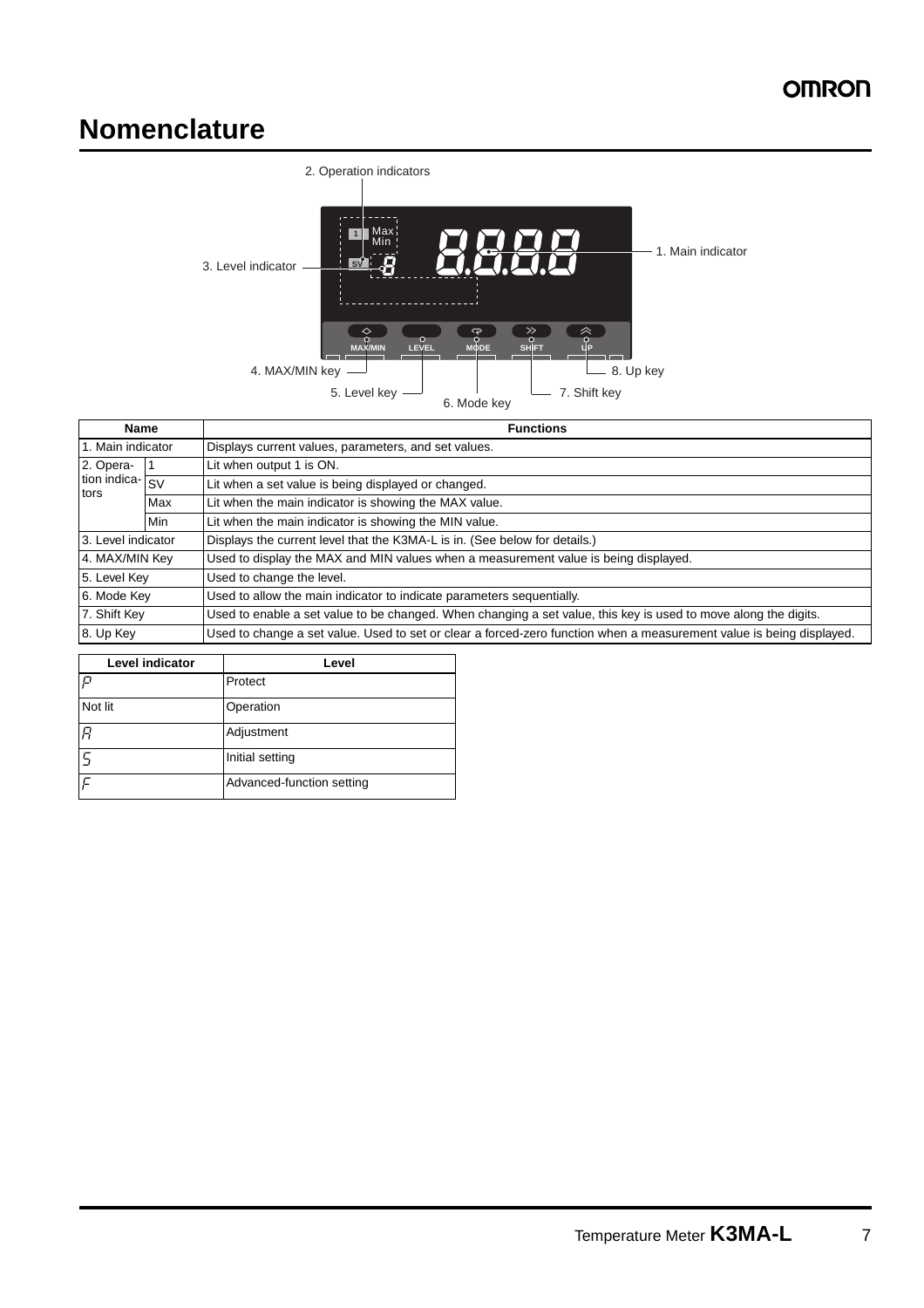# Nomenclature

2. Operation indicators

3. Level indicator

1. Main indicator

4. MAX/MIN key

5. Level key

6. Mode key

7. Shift key

8. Up key

| Name | | Functions |
|---|---|---|
| 1. Main indicator | | Displays current values, parameters, and set values. |
| 2. Operation indicators | 1 | Lit when output 1 is ON. |
| | SV | Lit when a set value is being displayed or changed. |
| | Max | Lit when the main indicator is showing the MAX value. |
| | Min | Lit when the main indicator is showing the MIN value. |
| 3. Level indicator | | Displays the current level that the K3MA-L is in. (See below for details.) |
| 4. MAX/MIN Key | | Used to display the MAX and MIN values when a measurement value is being displayed. |
| 5. Level Key | | Used to change the level. |
| 6. Mode Key | | Used to allow the main indicator to indicate parameters sequentially. |
| 7. Shift Key | | Used to enable a set value to be changed. When changing a set value, this key is used to move along the digits. |
| 8. Up Key | | Used to change a set value. Used to set or clear a forced-zero function when a measurement value is being displayed. |

| Level indicator | Level |
|---|---|
| P | Protect |
| Not lit | Operation |
| A | Adjustment |
| S | Initial setting |
| F | Advanced-function setting |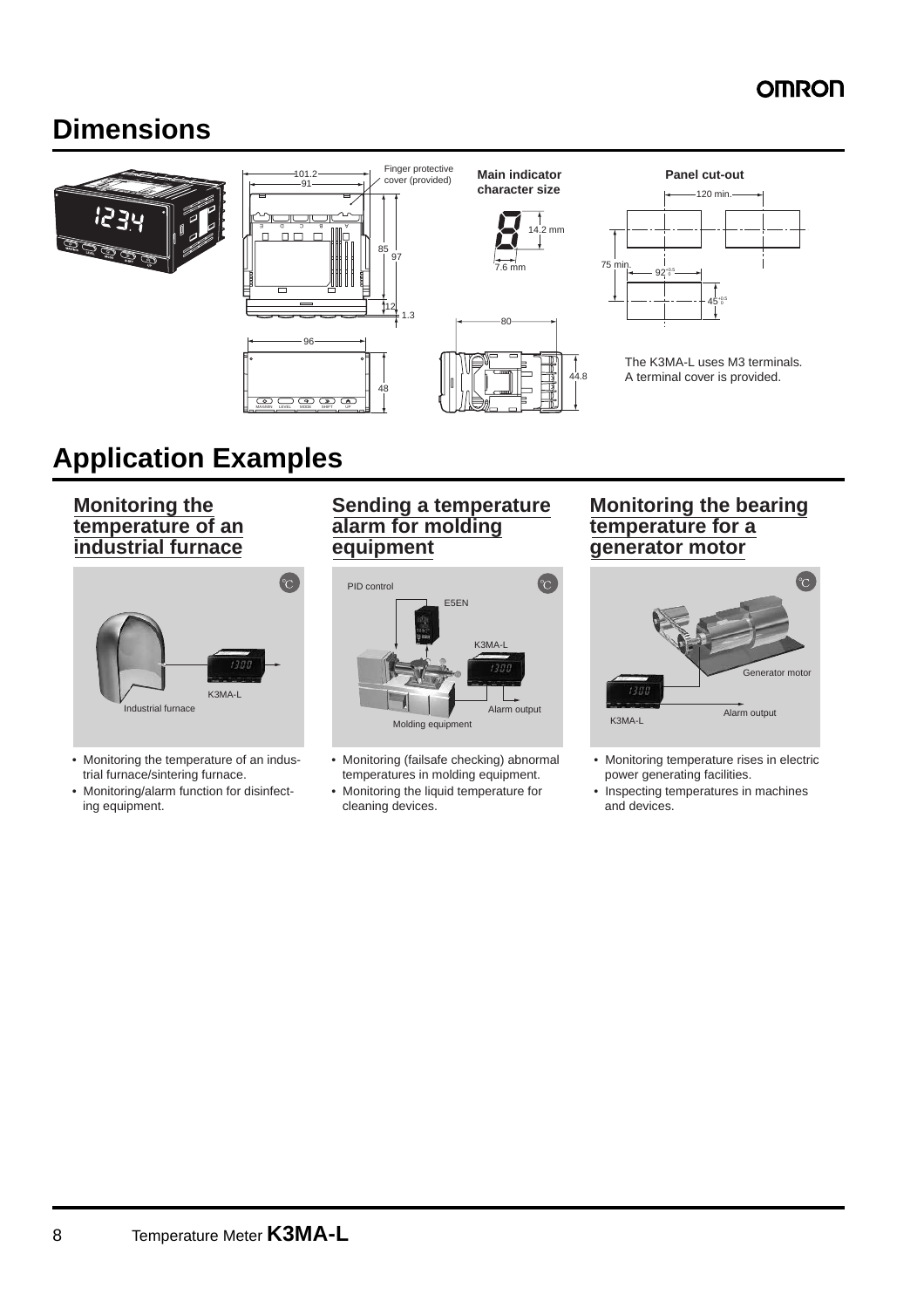# Dimensions

Main indicator character size

Panel cut-out

The K3MA-L uses M3 terminals.
A terminal cover is provided.

# Application Examples

## Monitoring the temperature of an industrial furnace

- Monitoring the temperature of an industrial furnace/sintering furnace.
- Monitoring/alarm function for disinfecting equipment.

## Sending a temperature alarm for molding equipment

- Monitoring (failsafe checking) abnormal temperatures in molding equipment.
- Monitoring the liquid temperature for cleaning devices.

## Monitoring the bearing temperature for a generator motor

- Monitoring temperature rises in electric power generating facilities.
- Inspecting temperatures in machines and devices.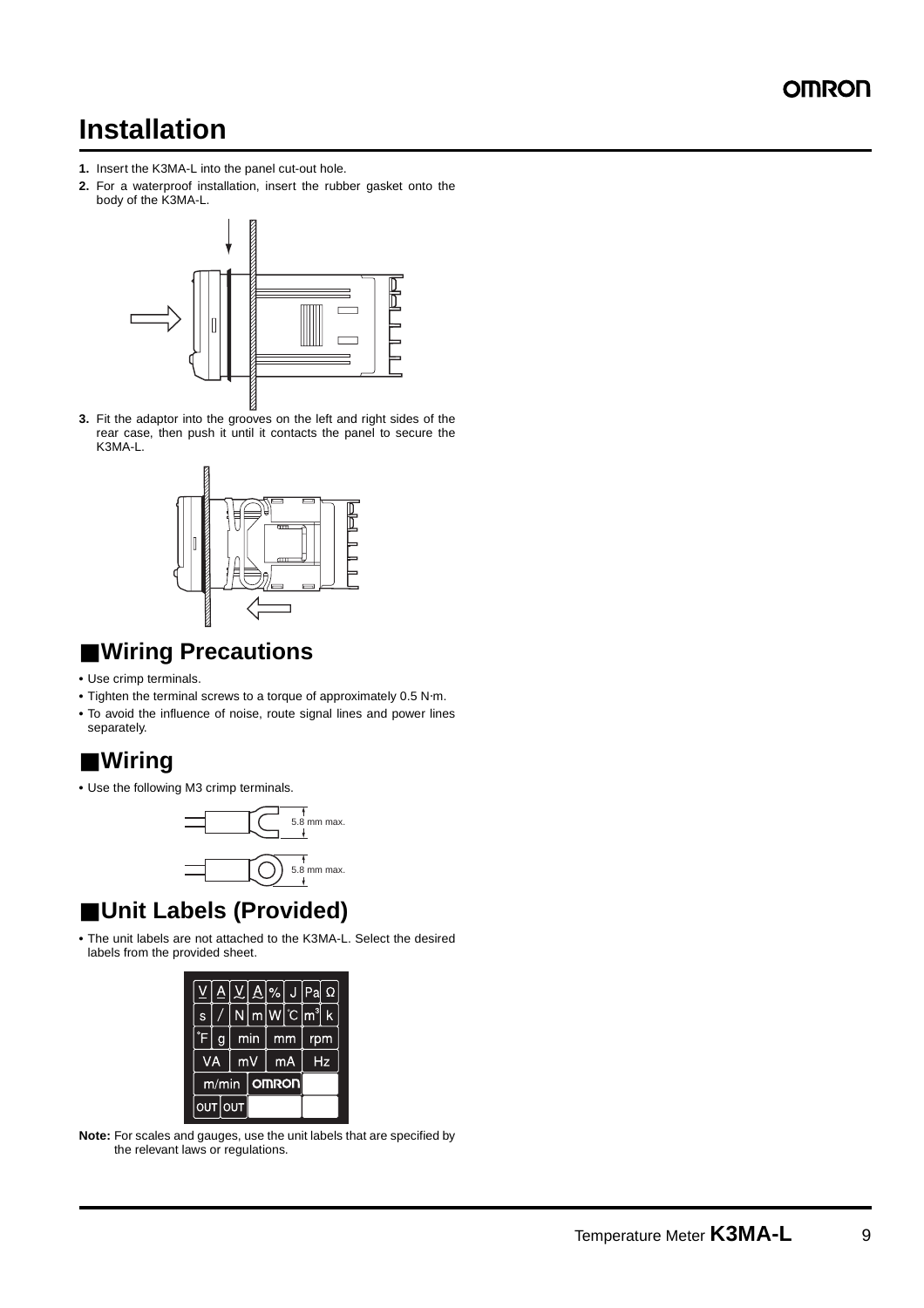# Installation

1. Insert the K3MA-L into the panel cut-out hole.
2. For a waterproof installation, insert the rubber gasket onto the body of the K3MA-L.
3. Fit the adaptor into the grooves on the left and right sides of the rear case, then push it until it contacts the panel to secure the K3MA-L.

## ■Wiring Precautions

- Use crimp terminals.
- Tighten the terminal screws to a torque of approximately 0.5 N·m.
- To avoid the influence of noise, route signal lines and power lines separately.

## ■Wiring

- Use the following M3 crimp terminals.

5.8 mm max.

5.8 mm max.

## ■Unit Labels (Provided)

- The unit labels are not attached to the K3MA-L. Select the desired labels from the provided sheet.

**Note:** For scales and gauges, use the unit labels that are specified by the relevant laws or regulations.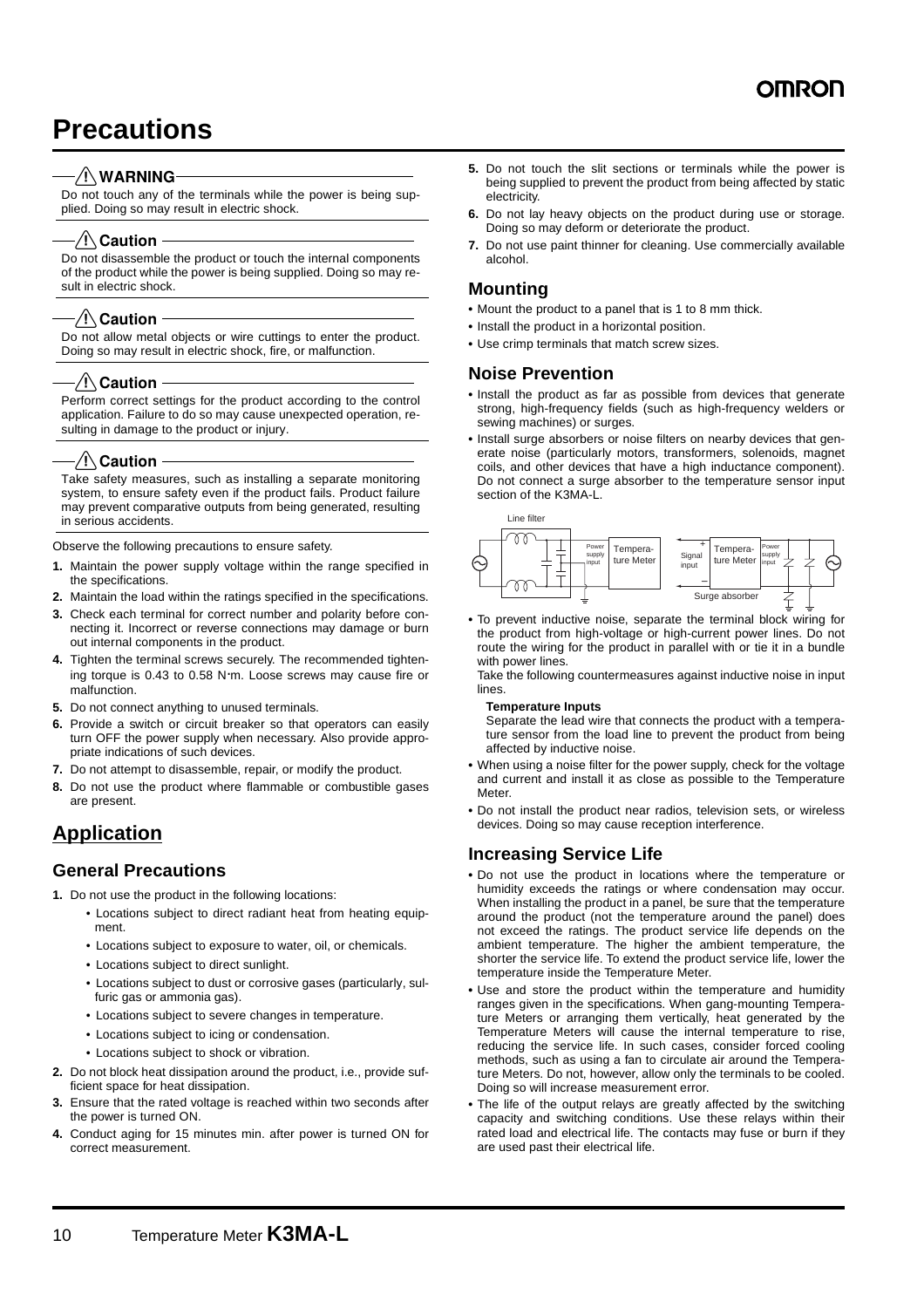# Precautions

### ⚠ WARNING

Do not touch any of the terminals while the power is being supplied. Doing so may result in electric shock.

### ⚠ Caution

Do not disassemble the product or touch the internal components of the product while the power is being supplied. Doing so may result in electric shock.

### ⚠ Caution

Do not allow metal objects or wire cuttings to enter the product. Doing so may result in electric shock, fire, or malfunction.

### ⚠ Caution

Perform correct settings for the product according to the control application. Failure to do so may cause unexpected operation, resulting in damage to the product or injury.

### ⚠ Caution

Take safety measures, such as installing a separate monitoring system, to ensure safety even if the product fails. Product failure may prevent comparative outputs from being generated, resulting in serious accidents.

Observe the following precautions to ensure safety.

1. Maintain the power supply voltage within the range specified in the specifications.
2. Maintain the load within the ratings specified in the specifications.
3. Check each terminal for correct number and polarity before connecting it. Incorrect or reverse connections may damage or burn out internal components in the product.
4. Tighten the terminal screws securely. The recommended tightening torque is 0.43 to 0.58 N·m. Loose screws may cause fire or malfunction.
5. Do not connect anything to unused terminals.
6. Provide a switch or circuit breaker so that operators can easily turn OFF the power supply when necessary. Also provide appropriate indications of such devices.
7. Do not attempt to disassemble, repair, or modify the product.
8. Do not use the product where flammable or combustible gases are present.

## Application

### General Precautions

1. Do not use the product in the following locations:
   - Locations subject to direct radiant heat from heating equipment.
   - Locations subject to exposure to water, oil, or chemicals.
   - Locations subject to direct sunlight.
   - Locations subject to dust or corrosive gases (particularly, sulfuric gas or ammonia gas).
   - Locations subject to severe changes in temperature.
   - Locations subject to icing or condensation.
   - Locations subject to shock or vibration.
2. Do not block heat dissipation around the product, i.e., provide sufficient space for heat dissipation.
3. Ensure that the rated voltage is reached within two seconds after the power is turned ON.
4. Conduct aging for 15 minutes min. after power is turned ON for correct measurement.
5. Do not touch the slit sections or terminals while the power is being supplied to prevent the product from being affected by static electricity.
6. Do not lay heavy objects on the product during use or storage. Doing so may deform or deteriorate the product.
7. Do not use paint thinner for cleaning. Use commercially available alcohol.

### Mounting

- Mount the product to a panel that is 1 to 8 mm thick.
- Install the product in a horizontal position.
- Use crimp terminals that match screw sizes.

### Noise Prevention

- Install the product as far as possible from devices that generate strong, high-frequency fields (such as high-frequency welders or sewing machines) or surges.
- Install surge absorbers or noise filters on nearby devices that generate noise (particularly motors, transformers, solenoids, magnet coils, and other devices that have a high inductance component). Do not connect a surge absorber to the temperature sensor input section of the K3MA-L.

Line filter — Power supply input — Temperature Meter; Signal input (+/−) — Temperature Meter — Power supply input — Surge absorber

- To prevent inductive noise, separate the terminal block wiring for the product from high-voltage or high-current power lines. Do not route the wiring for the product in parallel with or tie it in a bundle with power lines.

  Take the following countermeasures against inductive noise in input lines.

  **Temperature Inputs**

  Separate the lead wire that connects the product with a temperature sensor from the load line to prevent the product from being affected by inductive noise.
- When using a noise filter for the power supply, check for the voltage and current and install it as close as possible to the Temperature Meter.
- Do not install the product near radios, television sets, or wireless devices. Doing so may cause reception interference.

### Increasing Service Life

- Do not use the product in locations where the temperature or humidity exceeds the ratings or where condensation may occur. When installing the product in a panel, be sure that the temperature around the product (not the temperature around the panel) does not exceed the ratings. The product service life depends on the ambient temperature. The higher the ambient temperature, the shorter the service life. To extend the product service life, lower the temperature inside the Temperature Meter.
- Use and store the product within the temperature and humidity ranges given in the specifications. When gang-mounting Temperature Meters or arranging them vertically, heat generated by the Temperature Meters will cause the internal temperature to rise, reducing the service life. In such cases, consider forced cooling methods, such as using a fan to circulate air around the Temperature Meters. Do not, however, allow only the terminals to be cooled. Doing so will increase measurement error.
- The life of the output relays are greatly affected by the switching capacity and switching conditions. Use these relays within their rated load and electrical life. The contacts may fuse or burn if they are used past their electrical life.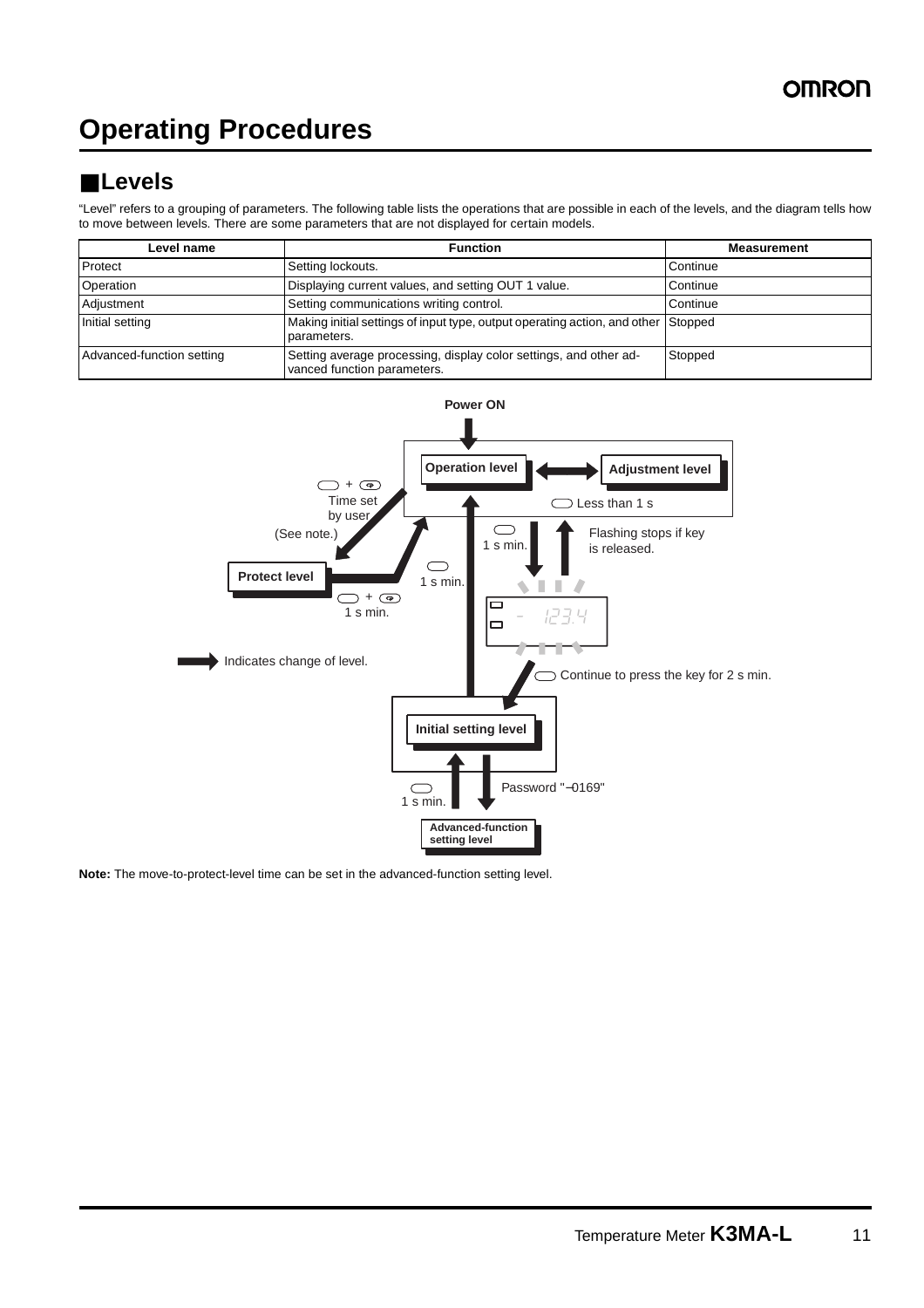# Operating Procedures

## ■Levels

"Level" refers to a grouping of parameters. The following table lists the operations that are possible in each of the levels, and the diagram tells how to move between levels. There are some parameters that are not displayed for certain models.

| Level name | Function | Measurement |
|---|---|---|
| Protect | Setting lockouts. | Continue |
| Operation | Displaying current values, and setting OUT 1 value. | Continue |
| Adjustment | Setting communications writing control. | Continue |
| Initial setting | Making initial settings of input type, output operating action, and other parameters. | Stopped |
| Advanced-function setting | Setting average processing, display color settings, and other advanced function parameters. | Stopped |

Power ON

Operation level

Adjustment level

Less than 1 s

+ Time set by user (See note.)

Protect level

1 s min.

+ 1 s min.

1 s min.

Flashing stops if key is released.

- 123.4

Indicates change of level.

Continue to press the key for 2 s min.

Initial setting level

1 s min.

Password "−0169"

Advanced-function setting level

**Note:** The move-to-protect-level time can be set in the advanced-function setting level.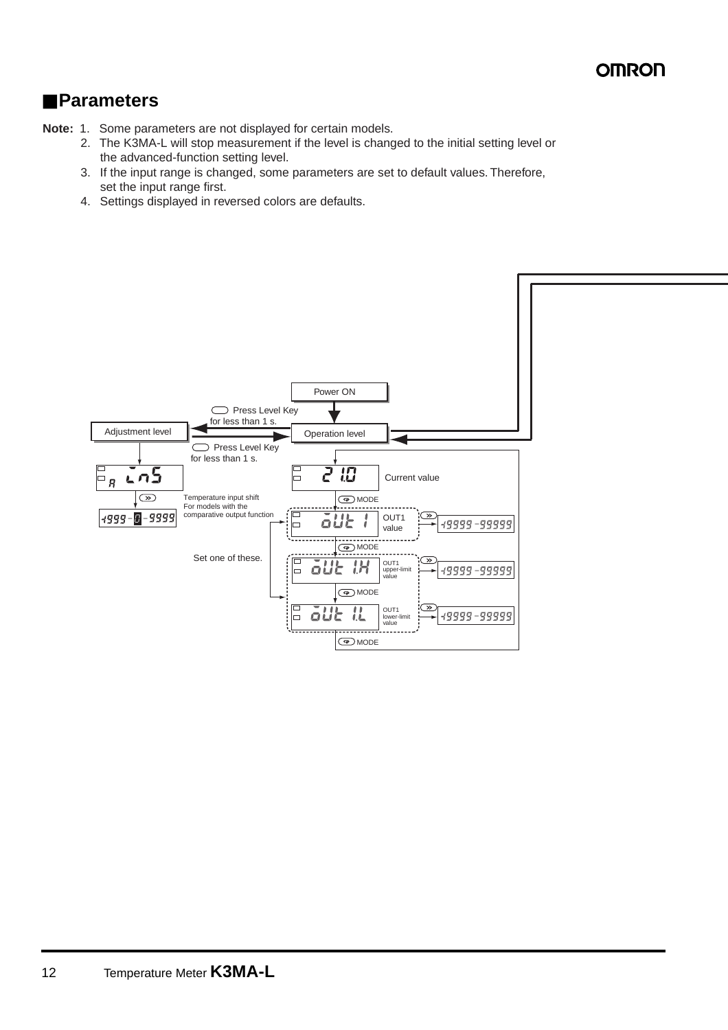## ■Parameters

**Note:** 1. Some parameters are not displayed for certain models.

2. The K3MA-L will stop measurement if the level is changed to the initial setting level or the advanced-function setting level.
3. If the input range is changed, some parameters are set to default values. Therefore, set the input range first.
4. Settings displayed in reversed colors are defaults.

Power ON

Press Level Key for less than 1 s.

Adjustment level

Operation level

Press Level Key for less than 1 s.

Current value

MODE

Temperature input shift

For models with the comparative output function

-1999 - 0 - 9999

OUT1 value

-19999 - 99999

MODE

Set one of these.

OUT1 upper-limit value

-19999 - 99999

MODE

OUT1 lower-limit value

-19999 - 99999

MODE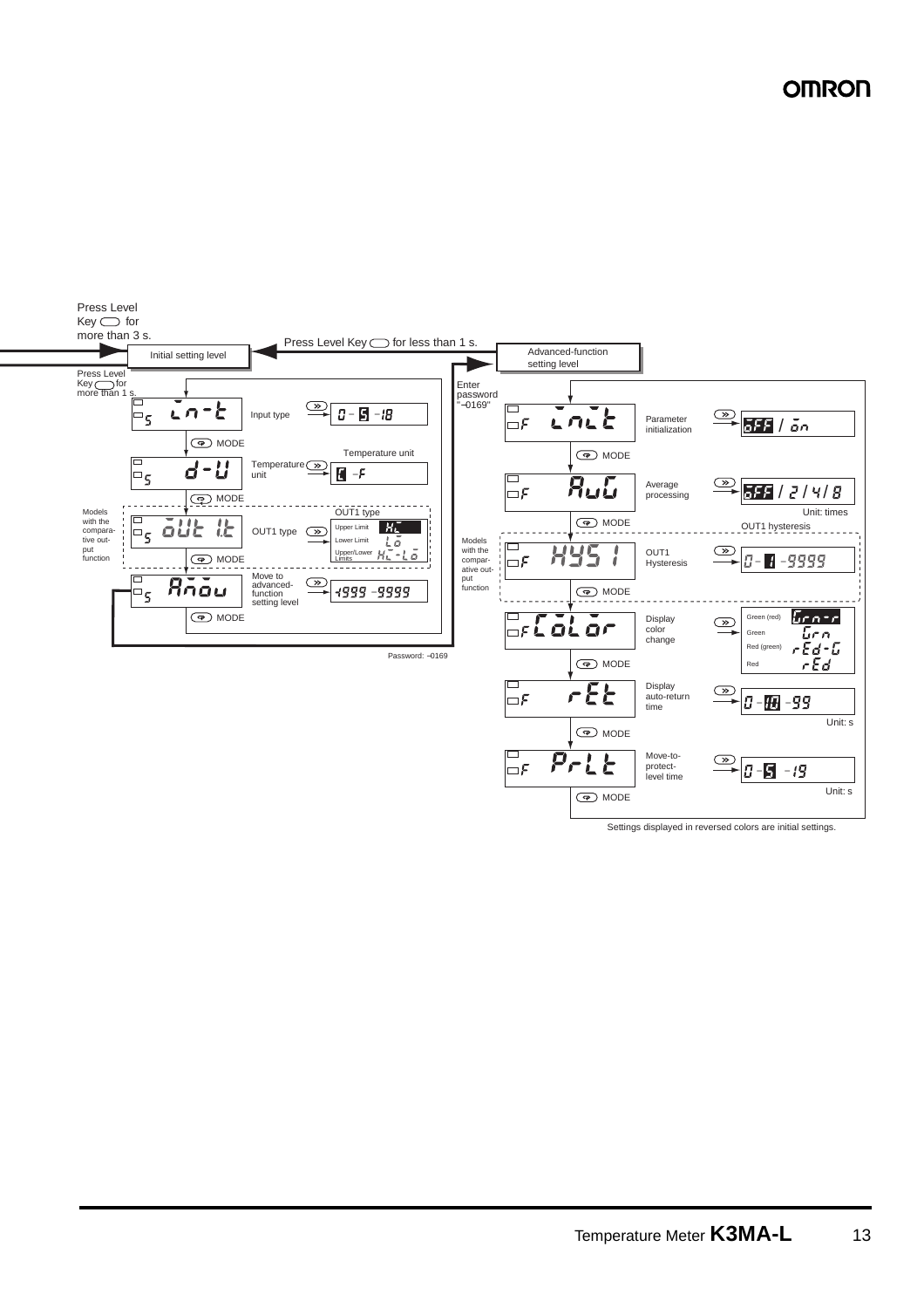Press Level Key for more than 3 s.

Press Level Key for less than 1 s.

**Initial setting level**

**Advanced-function setting level**

Press Level Key for more than 1 s.

Enter password "–0169"

| Display | Parameter | Setting range |
|---|---|---|
| in-t | Input type | 0 – **5** – 18 |
| d-U | Temperature unit | **C** – F |
| out1t (Models with the comparative output function) | OUT1 type | Upper Limit: **Hi**; Lower Limit: Lo; Upper/Lower Limits: Hi-Lo |
| Amov | Move to advanced-function setting level | -1999 – 9999 |

Password: –0169

| Display | Parameter | Setting range |
|---|---|---|
| init | Parameter initialization | **oFF** / on |
| AvG | Average processing | **oFF** / 2 / 4 / 8 (Unit: times) |
| HYS1 (Models with the comparative output function) | OUT1 Hysteresis | 0 – **1** – 9999 |
| CoLor | Display color change | Green (red): **Grn-r**; Green: Grn; Red (green): rEd-G; Red: rEd |
| rEt | Display auto-return time | 0 – **10** – 99 (Unit: s) |
| PrLt | Move-to-protect-level time | 0 – **5** – 19 (Unit: s) |

Settings displayed in reversed colors are initial settings.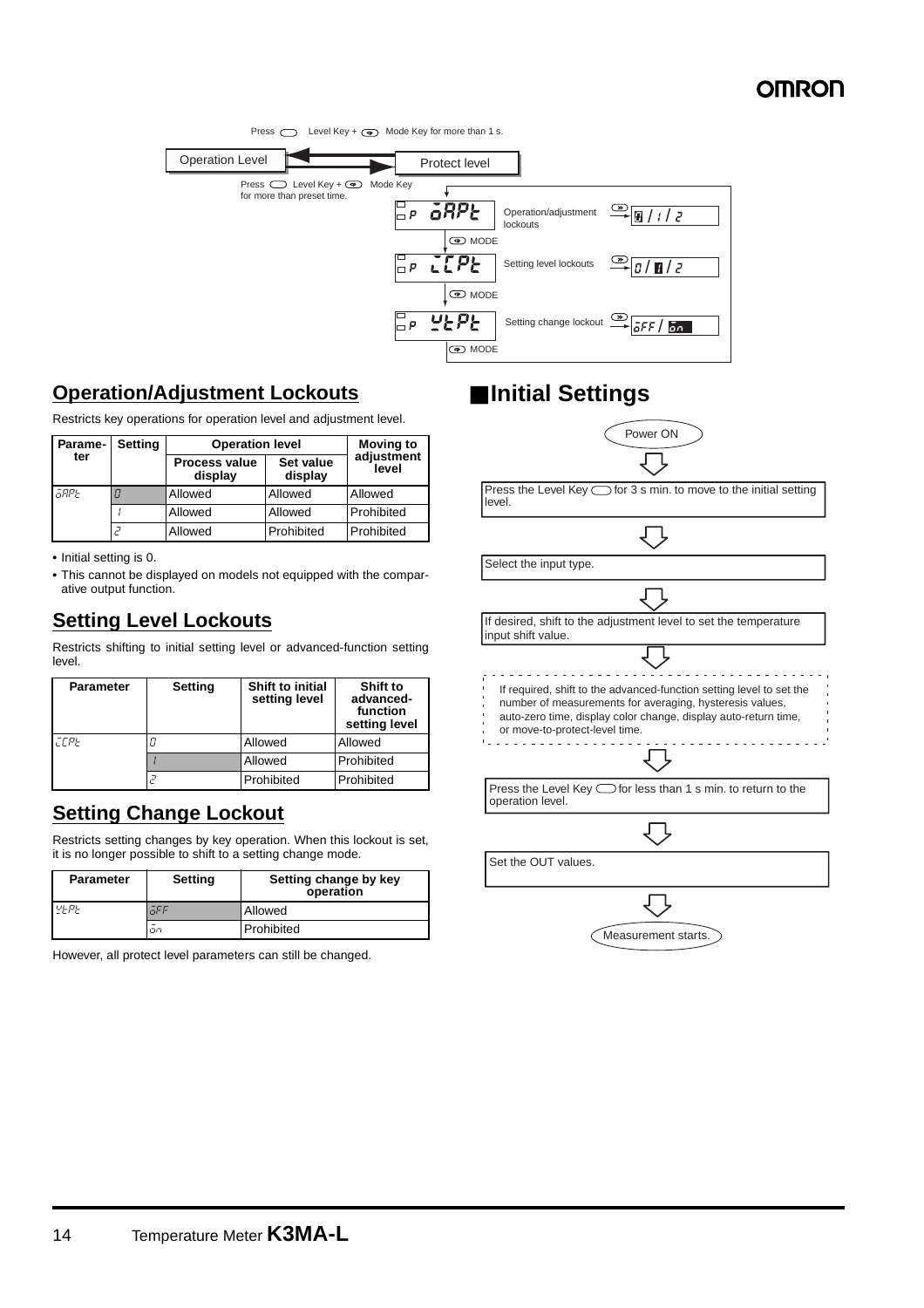Press Level Key + Mode Key for more than 1 s.

Operation Level ⇄ Protect level

Press Level Key + Mode Key for more than preset time.

- oAPt — Operation/adjustment lockouts — 0 / 1 / 2
- MODE
- iCPt — Setting level lockouts — 0 / 1 / 2
- MODE
- WtPt — Setting change lockout — oFF / on
- MODE

## Operation/Adjustment Lockouts

Restricts key operations for operation level and adjustment level.

| Parameter | Setting | Operation level | | Moving to adjustment level |
|---|---|---|---|---|
| | | Process value display | Set value display | |
| oAPt | 0 | Allowed | Allowed | Allowed |
| | 1 | Allowed | Allowed | Prohibited |
| | 2 | Allowed | Prohibited | Prohibited |

- Initial setting is 0.
- This cannot be displayed on models not equipped with the comparative output function.

## Setting Level Lockouts

Restricts shifting to initial setting level or advanced-function setting level.

| Parameter | Setting | Shift to initial setting level | Shift to advanced-function setting level |
|---|---|---|---|
| iCPt | 0 | Allowed | Allowed |
| | 1 | Allowed | Prohibited |
| | 2 | Prohibited | Prohibited |

## Setting Change Lockout

Restricts setting changes by key operation. When this lockout is set, it is no longer possible to shift to a setting change mode.

| Parameter | Setting | Setting change by key operation |
|---|---|---|
| WtPt | oFF | Allowed |
| | on | Prohibited |

However, all protect level parameters can still be changed.

## Initial Settings

Power ON

↓

Press the Level Key for 3 s min. to move to the initial setting level.

↓

Select the input type.

↓

If desired, shift to the adjustment level to set the temperature input shift value.

↓

If required, shift to the advanced-function setting level to set the number of measurements for averaging, hysteresis values, auto-zero time, display color change, display auto-return time, or move-to-protect-level time.

↓

Press the Level Key for less than 1 s min. to return to the operation level.

↓

Set the OUT values.

↓

Measurement starts.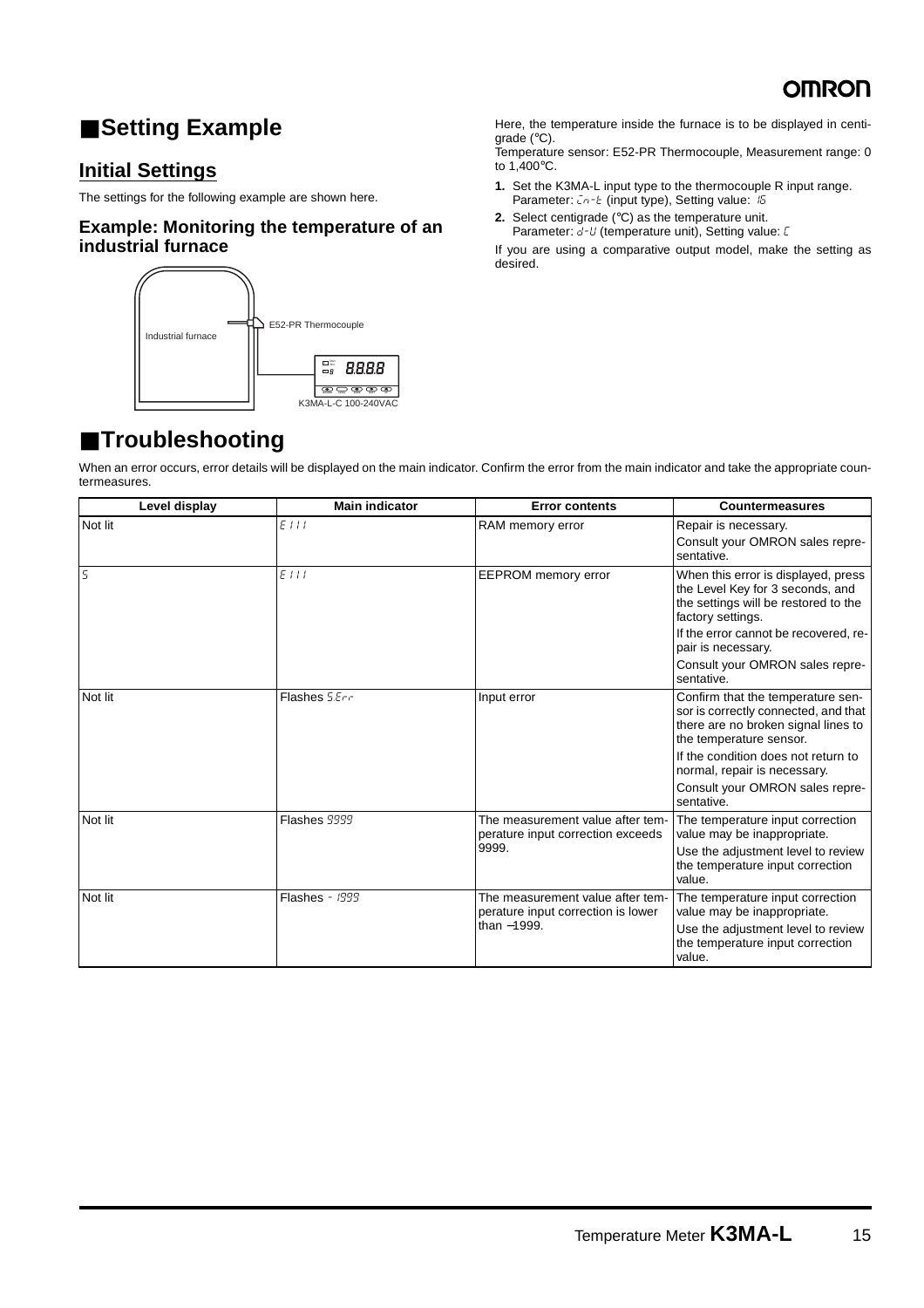## ■Setting Example

### Initial Settings

The settings for the following example are shown here.

#### Example: Monitoring the temperature of an industrial furnace

Industrial furnace

E52-PR Thermocouple

K3MA-L-C 100-240VAC

Here, the temperature inside the furnace is to be displayed in centigrade (°C).
Temperature sensor: E52-PR Thermocouple, Measurement range: 0 to 1,400°C.

1. Set the K3MA-L input type to the thermocouple R input range.
   Parameter: in-t (input type), Setting value: 15
2. Select centigrade (°C) as the temperature unit.
   Parameter: d-U (temperature unit), Setting value: C

If you are using a comparative output model, make the setting as desired.

## ■Troubleshooting

When an error occurs, error details will be displayed on the main indicator. Confirm the error from the main indicator and take the appropriate countermeasures.

| Level display | Main indicator | Error contents | Countermeasures |
|---|---|---|---|
| Not lit | E111 | RAM memory error | Repair is necessary.<br>Consult your OMRON sales representative. |
| S | E111 | EEPROM memory error | When this error is displayed, press the Level Key for 3 seconds, and the settings will be restored to the factory settings.<br>If the error cannot be recovered, repair is necessary.<br>Consult your OMRON sales representative. |
| Not lit | Flashes S.Err | Input error | Confirm that the temperature sensor is correctly connected, and that there are no broken signal lines to the temperature sensor.<br>If the condition does not return to normal, repair is necessary.<br>Consult your OMRON sales representative. |
| Not lit | Flashes 9999 | The measurement value after temperature input correction exceeds 9999. | The temperature input correction value may be inappropriate.<br>Use the adjustment level to review the temperature input correction value. |
| Not lit | Flashes -1999 | The measurement value after temperature input correction is lower than −1999. | The temperature input correction value may be inappropriate.<br>Use the adjustment level to review the temperature input correction value. |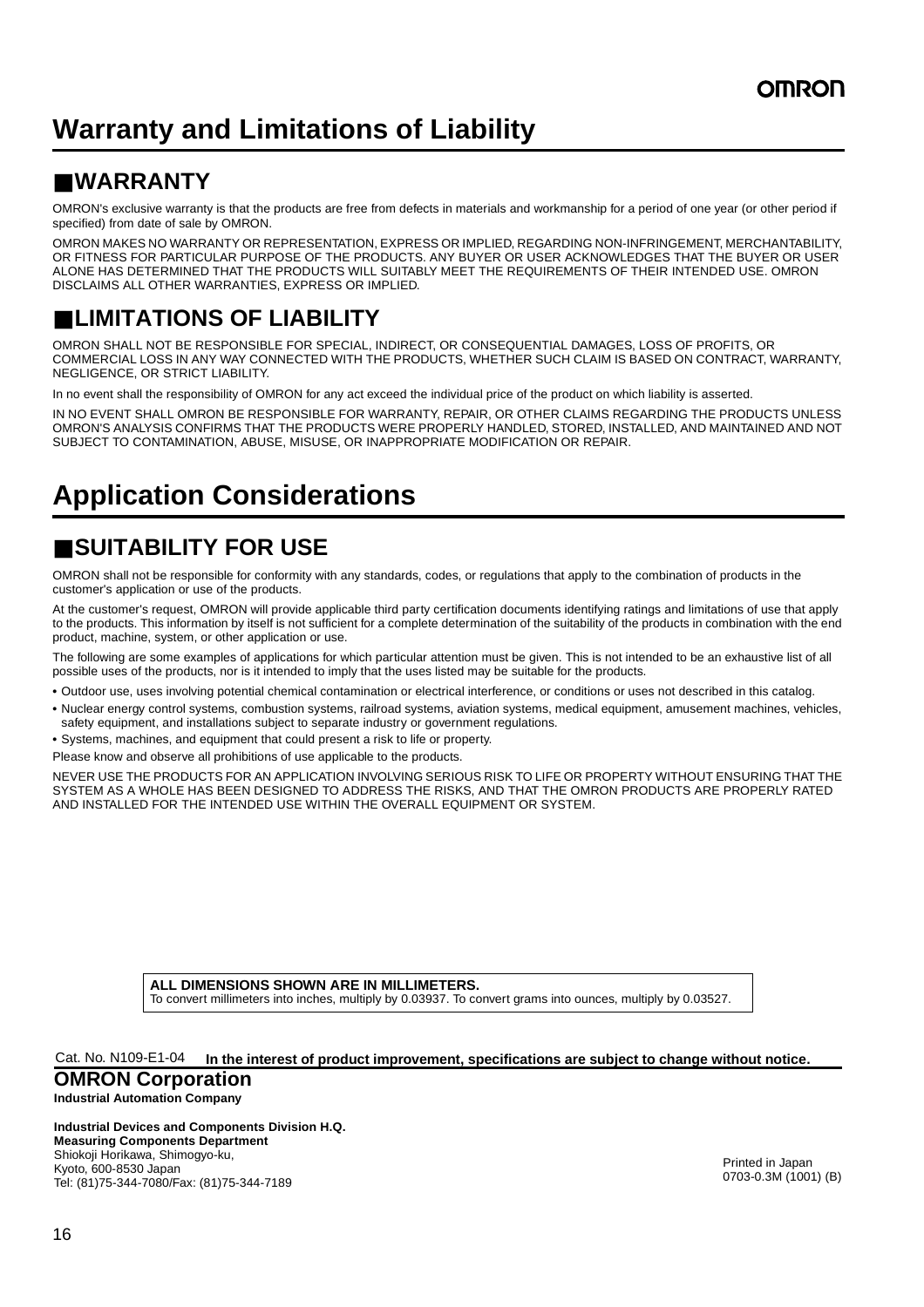# Warranty and Limitations of Liability

## ■WARRANTY

OMRON's exclusive warranty is that the products are free from defects in materials and workmanship for a period of one year (or other period if specified) from date of sale by OMRON.

OMRON MAKES NO WARRANTY OR REPRESENTATION, EXPRESS OR IMPLIED, REGARDING NON-INFRINGEMENT, MERCHANTABILITY, OR FITNESS FOR PARTICULAR PURPOSE OF THE PRODUCTS. ANY BUYER OR USER ACKNOWLEDGES THAT THE BUYER OR USER ALONE HAS DETERMINED THAT THE PRODUCTS WILL SUITABLY MEET THE REQUIREMENTS OF THEIR INTENDED USE. OMRON DISCLAIMS ALL OTHER WARRANTIES, EXPRESS OR IMPLIED.

## ■LIMITATIONS OF LIABILITY

OMRON SHALL NOT BE RESPONSIBLE FOR SPECIAL, INDIRECT, OR CONSEQUENTIAL DAMAGES, LOSS OF PROFITS, OR COMMERCIAL LOSS IN ANY WAY CONNECTED WITH THE PRODUCTS, WHETHER SUCH CLAIM IS BASED ON CONTRACT, WARRANTY, NEGLIGENCE, OR STRICT LIABILITY.

In no event shall the responsibility of OMRON for any act exceed the individual price of the product on which liability is asserted.

IN NO EVENT SHALL OMRON BE RESPONSIBLE FOR WARRANTY, REPAIR, OR OTHER CLAIMS REGARDING THE PRODUCTS UNLESS OMRON'S ANALYSIS CONFIRMS THAT THE PRODUCTS WERE PROPERLY HANDLED, STORED, INSTALLED, AND MAINTAINED AND NOT SUBJECT TO CONTAMINATION, ABUSE, MISUSE, OR INAPPROPRIATE MODIFICATION OR REPAIR.

# Application Considerations

## ■SUITABILITY FOR USE

OMRON shall not be responsible for conformity with any standards, codes, or regulations that apply to the combination of products in the customer's application or use of the products.

At the customer's request, OMRON will provide applicable third party certification documents identifying ratings and limitations of use that apply to the products. This information by itself is not sufficient for a complete determination of the suitability of the products in combination with the end product, machine, system, or other application or use.

The following are some examples of applications for which particular attention must be given. This is not intended to be an exhaustive list of all possible uses of the products, nor is it intended to imply that the uses listed may be suitable for the products.

- Outdoor use, uses involving potential chemical contamination or electrical interference, or conditions or uses not described in this catalog.
- Nuclear energy control systems, combustion systems, railroad systems, aviation systems, medical equipment, amusement machines, vehicles, safety equipment, and installations subject to separate industry or government regulations.
- Systems, machines, and equipment that could present a risk to life or property.

Please know and observe all prohibitions of use applicable to the products.

NEVER USE THE PRODUCTS FOR AN APPLICATION INVOLVING SERIOUS RISK TO LIFE OR PROPERTY WITHOUT ENSURING THAT THE SYSTEM AS A WHOLE HAS BEEN DESIGNED TO ADDRESS THE RISKS, AND THAT THE OMRON PRODUCTS ARE PROPERLY RATED AND INSTALLED FOR THE INTENDED USE WITHIN THE OVERALL EQUIPMENT OR SYSTEM.

**ALL DIMENSIONS SHOWN ARE IN MILLIMETERS.**
To convert millimeters into inches, multiply by 0.03937. To convert grams into ounces, multiply by 0.03527.

Cat. No. N109-E1-04 **In the interest of product improvement, specifications are subject to change without notice.**

**OMRON Corporation**
**Industrial Automation Company**

**Industrial Devices and Components Division H.Q.**
**Measuring Components Department**
Shiokoji Horikawa, Shimogyo-ku,
Kyoto, 600-8530 Japan
Tel: (81)75-344-7080/Fax: (81)75-344-7189

Printed in Japan
0703-0.3M (1001) (B)